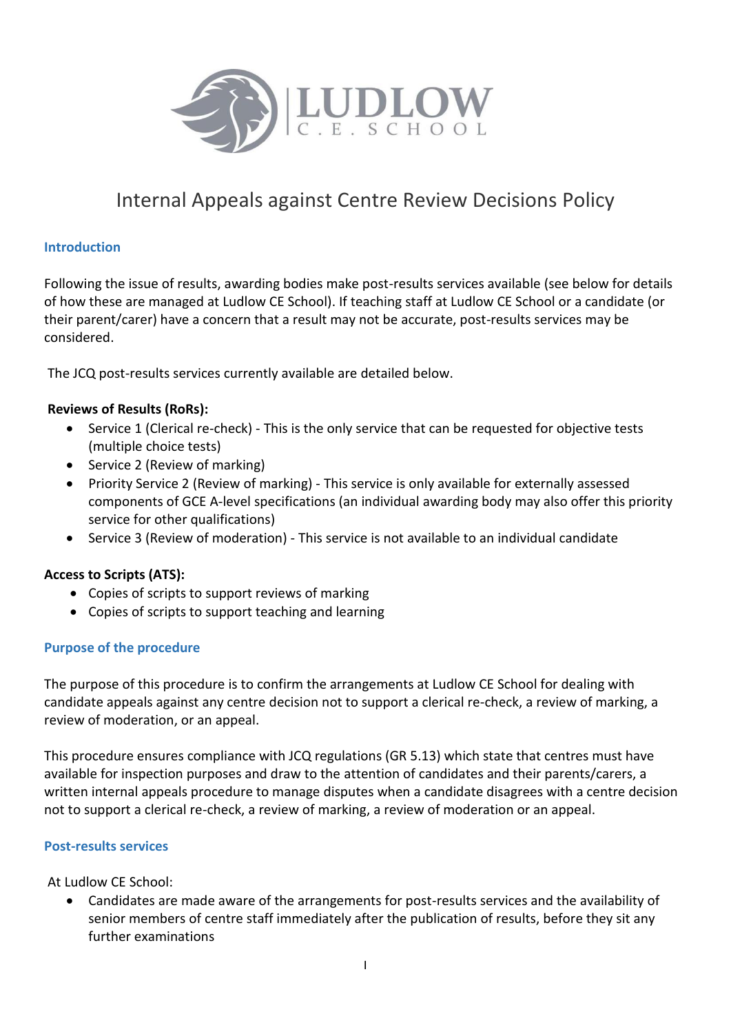# Internal Appeals against Centre Review Decisions Policy

## Introduction

Following the issue of results, awarding bodies make post-results services available (see below for details of how these are managed at Ludlow CE School). If teaching staff at Ludlow CE School or a candidate (or their parent/carer) have a concern that a result may not be accurate, post-results services may be considered.

The JCQ post-results services currently available are detailed below.

**Reviews of Results (RoRs):**

- Service 1 (Clerical re-check) - This is the only service that can be requested for objective tests (multiple choice tests)
- Service 2 (Review of marking)
- Priority Service 2 (Review of marking) - This service is only available for externally assessed components of GCE A-level specifications (an individual awarding body may also offer this priority service for other qualifications)
- Service 3 (Review of moderation) - This service is not available to an individual candidate

**Access to Scripts (ATS):**

- Copies of scripts to support reviews of marking
- Copies of scripts to support teaching and learning

## Purpose of the procedure

The purpose of this procedure is to confirm the arrangements at Ludlow CE School for dealing with candidate appeals against any centre decision not to support a clerical re-check, a review of marking, a review of moderation, or an appeal.

This procedure ensures compliance with JCQ regulations (GR 5.13) which state that centres must have available for inspection purposes and draw to the attention of candidates and their parents/carers, a written internal appeals procedure to manage disputes when a candidate disagrees with a centre decision not to support a clerical re-check, a review of marking, a review of moderation or an appeal.

## Post-results services

At Ludlow CE School:

- Candidates are made aware of the arrangements for post-results services and the availability of senior members of centre staff immediately after the publication of results, before they sit any further examinations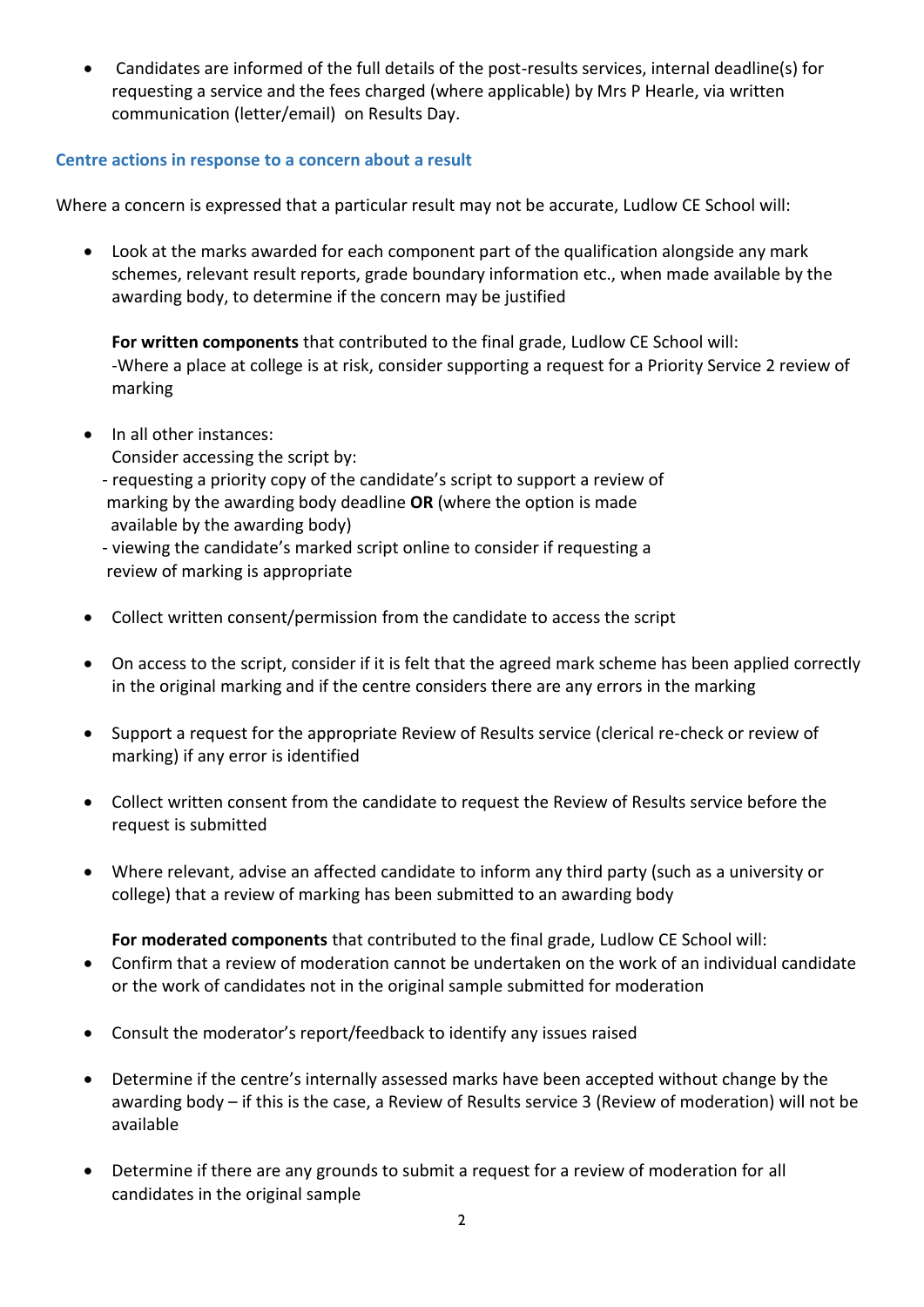- Candidates are informed of the full details of the post-results services, internal deadline(s) for requesting a service and the fees charged (where applicable) by Mrs P Hearle, via written communication (letter/email) on Results Day.

### Centre actions in response to a concern about a result

Where a concern is expressed that a particular result may not be accurate, Ludlow CE School will:

- Look at the marks awarded for each component part of the qualification alongside any mark schemes, relevant result reports, grade boundary information etc., when made available by the awarding body, to determine if the concern may be justified

  **For written components** that contributed to the final grade, Ludlow CE School will:
  -Where a place at college is at risk, consider supporting a request for a Priority Service 2 review of marking

- In all other instances:
  Consider accessing the script by:
  - requesting a priority copy of the candidate's script to support a review of marking by the awarding body deadline **OR** (where the option is made available by the awarding body)
  - viewing the candidate's marked script online to consider if requesting a review of marking is appropriate

- Collect written consent/permission from the candidate to access the script

- On access to the script, consider if it is felt that the agreed mark scheme has been applied correctly in the original marking and if the centre considers there are any errors in the marking

- Support a request for the appropriate Review of Results service (clerical re-check or review of marking) if any error is identified

- Collect written consent from the candidate to request the Review of Results service before the request is submitted

- Where relevant, advise an affected candidate to inform any third party (such as a university or college) that a review of marking has been submitted to an awarding body

  **For moderated components** that contributed to the final grade, Ludlow CE School will:

- Confirm that a review of moderation cannot be undertaken on the work of an individual candidate or the work of candidates not in the original sample submitted for moderation

- Consult the moderator's report/feedback to identify any issues raised

- Determine if the centre's internally assessed marks have been accepted without change by the awarding body – if this is the case, a Review of Results service 3 (Review of moderation) will not be available

- Determine if there are any grounds to submit a request for a review of moderation for all candidates in the original sample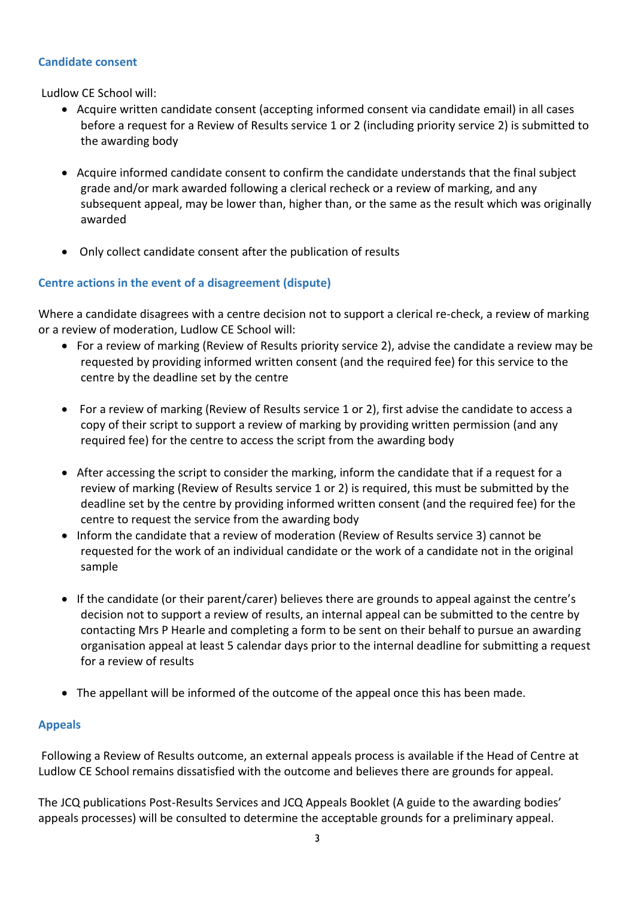### Candidate consent

Ludlow CE School will:

- Acquire written candidate consent (accepting informed consent via candidate email) in all cases before a request for a Review of Results service 1 or 2 (including priority service 2) is submitted to the awarding body
- Acquire informed candidate consent to confirm the candidate understands that the final subject grade and/or mark awarded following a clerical recheck or a review of marking, and any subsequent appeal, may be lower than, higher than, or the same as the result which was originally awarded
- Only collect candidate consent after the publication of results

### Centre actions in the event of a disagreement (dispute)

Where a candidate disagrees with a centre decision not to support a clerical re-check, a review of marking or a review of moderation, Ludlow CE School will:

- For a review of marking (Review of Results priority service 2), advise the candidate a review may be requested by providing informed written consent (and the required fee) for this service to the centre by the deadline set by the centre
- For a review of marking (Review of Results service 1 or 2), first advise the candidate to access a copy of their script to support a review of marking by providing written permission (and any required fee) for the centre to access the script from the awarding body
- After accessing the script to consider the marking, inform the candidate that if a request for a review of marking (Review of Results service 1 or 2) is required, this must be submitted by the deadline set by the centre by providing informed written consent (and the required fee) for the centre to request the service from the awarding body
- Inform the candidate that a review of moderation (Review of Results service 3) cannot be requested for the work of an individual candidate or the work of a candidate not in the original sample
- If the candidate (or their parent/carer) believes there are grounds to appeal against the centre's decision not to support a review of results, an internal appeal can be submitted to the centre by contacting Mrs P Hearle and completing a form to be sent on their behalf to pursue an awarding organisation appeal at least 5 calendar days prior to the internal deadline for submitting a request for a review of results
- The appellant will be informed of the outcome of the appeal once this has been made.

### Appeals

Following a Review of Results outcome, an external appeals process is available if the Head of Centre at Ludlow CE School remains dissatisfied with the outcome and believes there are grounds for appeal.

The JCQ publications Post-Results Services and JCQ Appeals Booklet (A guide to the awarding bodies' appeals processes) will be consulted to determine the acceptable grounds for a preliminary appeal.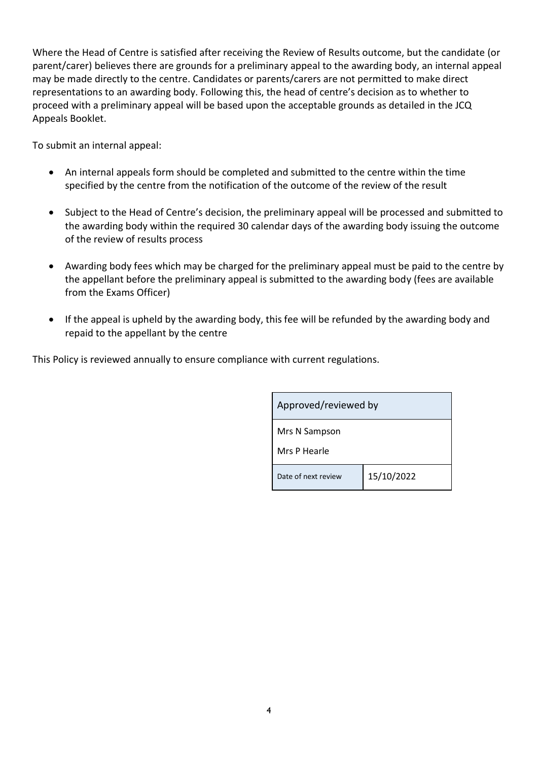Where the Head of Centre is satisfied after receiving the Review of Results outcome, but the candidate (or parent/carer) believes there are grounds for a preliminary appeal to the awarding body, an internal appeal may be made directly to the centre. Candidates or parents/carers are not permitted to make direct representations to an awarding body. Following this, the head of centre's decision as to whether to proceed with a preliminary appeal will be based upon the acceptable grounds as detailed in the JCQ Appeals Booklet.

To submit an internal appeal:

- An internal appeals form should be completed and submitted to the centre within the time specified by the centre from the notification of the outcome of the review of the result
- Subject to the Head of Centre's decision, the preliminary appeal will be processed and submitted to the awarding body within the required 30 calendar days of the awarding body issuing the outcome of the review of results process
- Awarding body fees which may be charged for the preliminary appeal must be paid to the centre by the appellant before the preliminary appeal is submitted to the awarding body (fees are available from the Exams Officer)
- If the appeal is upheld by the awarding body, this fee will be refunded by the awarding body and repaid to the appellant by the centre

This Policy is reviewed annually to ensure compliance with current regulations.

| Approved/reviewed by | |
|---|---|
| Mrs N Sampson<br>Mrs P Hearle | |
| Date of next review | 15/10/2022 |